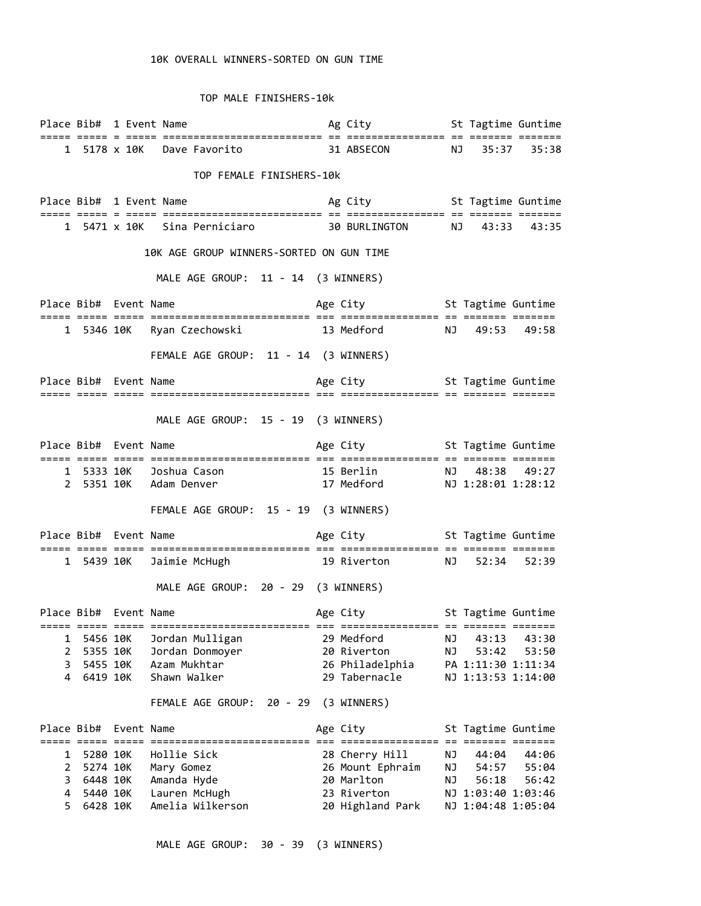# 10K OVERALL WINNERS-SORTED ON GUN TIME

## TOP MALE FINISHERS-10k

| Place | Bib# | 1 | Event | Name | Ag | City | St | Tagtime | Guntime |
|---|---|---|---|---|---|---|---|---|---|
| 1 | 5178 | x | 10K | Dave Favorito | 31 | ABSECON | NJ | 35:37 | 35:38 |

## TOP FEMALE FINISHERS-10k

| Place | Bib# | 1 | Event | Name | Ag | City | St | Tagtime | Guntime |
|---|---|---|---|---|---|---|---|---|---|
| 1 | 5471 | x | 10K | Sina Perniciaro | 30 | BURLINGTON | NJ | 43:33 | 43:35 |

# 10K AGE GROUP WINNERS-SORTED ON GUN TIME

## MALE AGE GROUP: 11 - 14 (3 WINNERS)

| Place | Bib# | Event | Name | Age | City | St | Tagtime | Guntime |
|---|---|---|---|---|---|---|---|---|
| 1 | 5346 | 10K | Ryan Czechowski | 13 | Medford | NJ | 49:53 | 49:58 |

## FEMALE AGE GROUP: 11 - 14 (3 WINNERS)

| Place | Bib# | Event | Name | Age | City | St | Tagtime | Guntime |
|---|---|---|---|---|---|---|---|---|

## MALE AGE GROUP: 15 - 19 (3 WINNERS)

| Place | Bib# | Event | Name | Age | City | St | Tagtime | Guntime |
|---|---|---|---|---|---|---|---|---|
| 1 | 5333 | 10K | Joshua Cason | 15 | Berlin | NJ | 48:38 | 49:27 |
| 2 | 5351 | 10K | Adam Denver | 17 | Medford | NJ | 1:28:01 | 1:28:12 |

## FEMALE AGE GROUP: 15 - 19 (3 WINNERS)

| Place | Bib# | Event | Name | Age | City | St | Tagtime | Guntime |
|---|---|---|---|---|---|---|---|---|
| 1 | 5439 | 10K | Jaimie McHugh | 19 | Riverton | NJ | 52:34 | 52:39 |

## MALE AGE GROUP: 20 - 29 (3 WINNERS)

| Place | Bib# | Event | Name | Age | City | St | Tagtime | Guntime |
|---|---|---|---|---|---|---|---|---|
| 1 | 5456 | 10K | Jordan Mulligan | 29 | Medford | NJ | 43:13 | 43:30 |
| 2 | 5355 | 10K | Jordan Donmoyer | 20 | Riverton | NJ | 53:42 | 53:50 |
| 3 | 5455 | 10K | Azam Mukhtar | 26 | Philadelphia | PA | 1:11:30 | 1:11:34 |
| 4 | 6419 | 10K | Shawn Walker | 29 | Tabernacle | NJ | 1:13:53 | 1:14:00 |

## FEMALE AGE GROUP: 20 - 29 (3 WINNERS)

| Place | Bib# | Event | Name | Age | City | St | Tagtime | Guntime |
|---|---|---|---|---|---|---|---|---|
| 1 | 5280 | 10K | Hollie Sick | 28 | Cherry Hill | NJ | 44:04 | 44:06 |
| 2 | 5274 | 10K | Mary Gomez | 26 | Mount Ephraim | NJ | 54:57 | 55:04 |
| 3 | 6448 | 10K | Amanda Hyde | 20 | Marlton | NJ | 56:18 | 56:42 |
| 4 | 5440 | 10K | Lauren McHugh | 23 | Riverton | NJ | 1:03:40 | 1:03:46 |
| 5 | 6428 | 10K | Amelia Wilkerson | 20 | Highland Park | NJ | 1:04:48 | 1:05:04 |

## MALE AGE GROUP: 30 - 39 (3 WINNERS)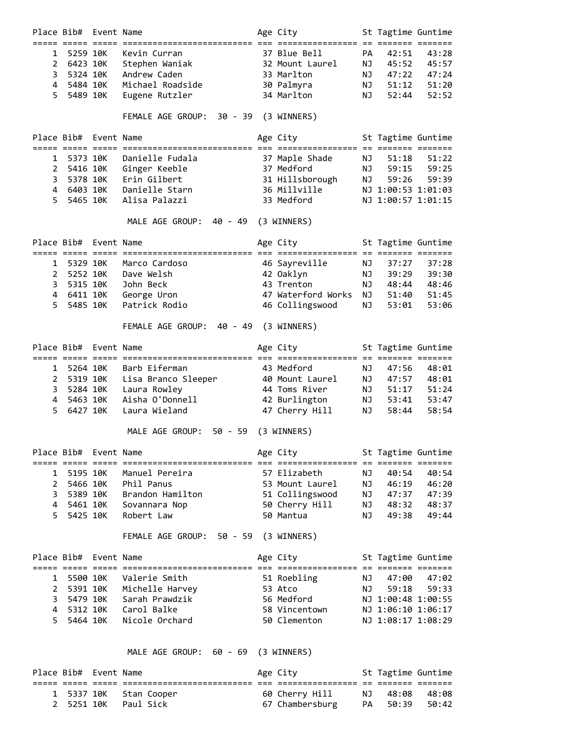| Place | Bib# | Event | Name | Age | City | St | Tagtime | Guntime |
|---|---|---|---|---|---|---|---|---|
| 1 | 5259 | 10K | Kevin Curran | 37 | Blue Bell | PA | 42:51 | 43:28 |
| 2 | 6423 | 10K | Stephen Waniak | 32 | Mount Laurel | NJ | 45:52 | 45:57 |
| 3 | 5324 | 10K | Andrew Caden | 33 | Marlton | NJ | 47:22 | 47:24 |
| 4 | 5484 | 10K | Michael Roadside | 30 | Palmyra | NJ | 51:12 | 51:20 |
| 5 | 5489 | 10K | Eugene Rutzler | 34 | Marlton | NJ | 52:44 | 52:52 |

FEMALE AGE GROUP: 30 - 39 (3 WINNERS)

| Place | Bib# | Event | Name | Age | City | St | Tagtime | Guntime |
|---|---|---|---|---|---|---|---|---|
| 1 | 5373 | 10K | Danielle Fudala | 37 | Maple Shade | NJ | 51:18 | 51:22 |
| 2 | 5416 | 10K | Ginger Keeble | 37 | Medford | NJ | 59:15 | 59:25 |
| 3 | 5378 | 10K | Erin Gilbert | 31 | Hillsborough | NJ | 59:26 | 59:39 |
| 4 | 6403 | 10K | Danielle Starn | 36 | Millville | NJ | 1:00:53 | 1:01:03 |
| 5 | 5465 | 10K | Alisa Palazzi | 33 | Medford | NJ | 1:00:57 | 1:01:15 |

MALE AGE GROUP: 40 - 49 (3 WINNERS)

| Place | Bib# | Event | Name | Age | City | St | Tagtime | Guntime |
|---|---|---|---|---|---|---|---|---|
| 1 | 5329 | 10K | Marco Cardoso | 46 | Sayreville | NJ | 37:27 | 37:28 |
| 2 | 5252 | 10K | Dave Welsh | 42 | Oaklyn | NJ | 39:29 | 39:30 |
| 3 | 5315 | 10K | John Beck | 43 | Trenton | NJ | 48:44 | 48:46 |
| 4 | 6411 | 10K | George Uron | 47 | Waterford Works | NJ | 51:40 | 51:45 |
| 5 | 5485 | 10K | Patrick Rodio | 46 | Collingswood | NJ | 53:01 | 53:06 |

FEMALE AGE GROUP: 40 - 49 (3 WINNERS)

| Place | Bib# | Event | Name | Age | City | St | Tagtime | Guntime |
|---|---|---|---|---|---|---|---|---|
| 1 | 5264 | 10K | Barb Eiferman | 43 | Medford | NJ | 47:56 | 48:01 |
| 2 | 5319 | 10K | Lisa Branco Sleeper | 40 | Mount Laurel | NJ | 47:57 | 48:01 |
| 3 | 5284 | 10K | Laura Rowley | 44 | Toms River | NJ | 51:17 | 51:24 |
| 4 | 5463 | 10K | Aisha O'Donnell | 42 | Burlington | NJ | 53:41 | 53:47 |
| 5 | 6427 | 10K | Laura Wieland | 47 | Cherry Hill | NJ | 58:44 | 58:54 |

MALE AGE GROUP: 50 - 59 (3 WINNERS)

| Place | Bib# | Event | Name | Age | City | St | Tagtime | Guntime |
|---|---|---|---|---|---|---|---|---|
| 1 | 5195 | 10K | Manuel Pereira | 57 | Elizabeth | NJ | 40:54 | 40:54 |
| 2 | 5466 | 10K | Phil Panus | 53 | Mount Laurel | NJ | 46:19 | 46:20 |
| 3 | 5389 | 10K | Brandon Hamilton | 51 | Collingswood | NJ | 47:37 | 47:39 |
| 4 | 5461 | 10K | Sovannara Nop | 50 | Cherry Hill | NJ | 48:32 | 48:37 |
| 5 | 5425 | 10K | Robert Law | 50 | Mantua | NJ | 49:38 | 49:44 |

FEMALE AGE GROUP: 50 - 59 (3 WINNERS)

| Place | Bib# | Event | Name | Age | City | St | Tagtime | Guntime |
|---|---|---|---|---|---|---|---|---|
| 1 | 5500 | 10K | Valerie Smith | 51 | Roebling | NJ | 47:00 | 47:02 |
| 2 | 5391 | 10K | Michelle Harvey | 53 | Atco | NJ | 59:18 | 59:33 |
| 3 | 5479 | 10K | Sarah Prawdzik | 56 | Medford | NJ | 1:00:48 | 1:00:55 |
| 4 | 5312 | 10K | Carol Balke | 58 | Vincentown | NJ | 1:06:10 | 1:06:17 |
| 5 | 5464 | 10K | Nicole Orchard | 50 | Clementon | NJ | 1:08:17 | 1:08:29 |

MALE AGE GROUP: 60 - 69 (3 WINNERS)

| Place | Bib# | Event | Name | Age | City | St | Tagtime | Guntime |
|---|---|---|---|---|---|---|---|---|
| 1 | 5337 | 10K | Stan Cooper | 60 | Cherry Hill | NJ | 48:08 | 48:08 |
| 2 | 5251 | 10K | Paul Sick | 67 | Chambersburg | PA | 50:39 | 50:42 |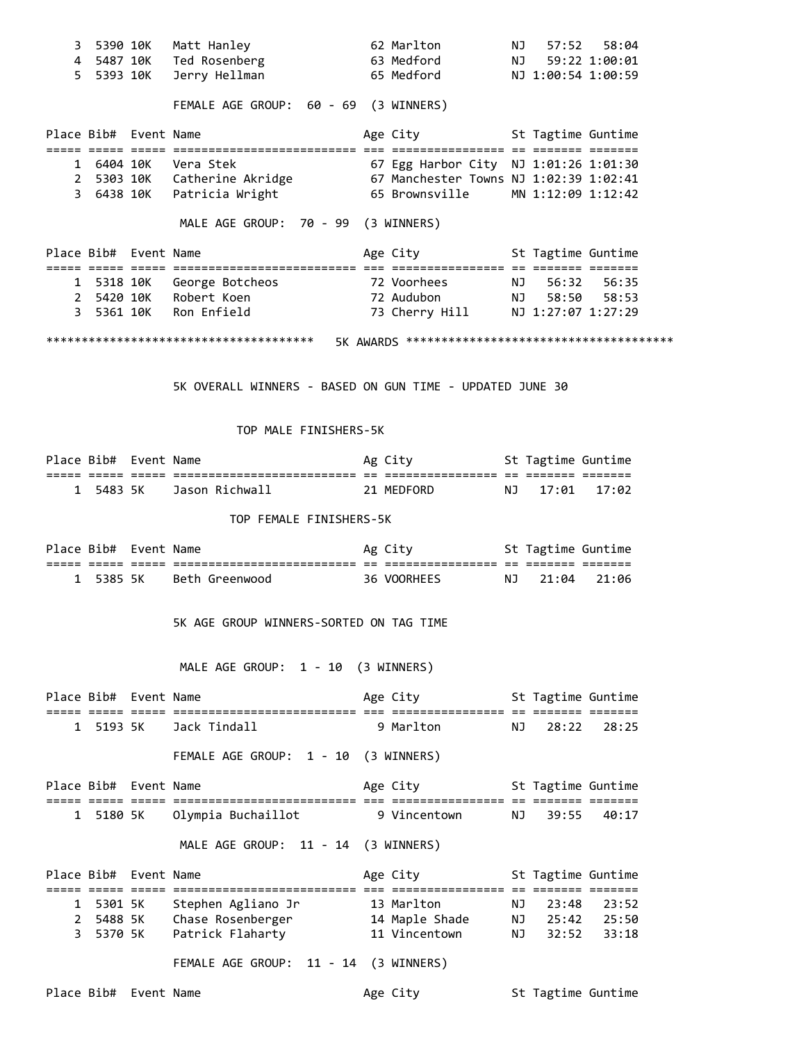| Place | Bib# | Event | Name | Age | City | St | Tagtime | Guntime |
|---|---|---|---|---|---|---|---|---|
| 3 | 5390 | 10K | Matt Hanley | 62 | Marlton | NJ | 57:52 | 58:04 |
| 4 | 5487 | 10K | Ted Rosenberg | 63 | Medford | NJ | 59:22 | 1:00:01 |
| 5 | 5393 | 10K | Jerry Hellman | 65 | Medford | NJ | 1:00:54 | 1:00:59 |

FEMALE AGE GROUP: 60 - 69 (3 WINNERS)

| Place | Bib# | Event | Name | Age | City | St | Tagtime | Guntime |
|---|---|---|---|---|---|---|---|---|
| 1 | 6404 | 10K | Vera Stek | 67 | Egg Harbor City | NJ | 1:01:26 | 1:01:30 |
| 2 | 5303 | 10K | Catherine Akridge | 67 | Manchester Towns | NJ | 1:02:39 | 1:02:41 |
| 3 | 6438 | 10K | Patricia Wright | 65 | Brownsville | MN | 1:12:09 | 1:12:42 |

MALE AGE GROUP: 70 - 99 (3 WINNERS)

| Place | Bib# | Event | Name | Age | City | St | Tagtime | Guntime |
|---|---|---|---|---|---|---|---|---|
| 1 | 5318 | 10K | George Botcheos | 72 | Voorhees | NJ | 56:32 | 56:35 |
| 2 | 5420 | 10K | Robert Koen | 72 | Audubon | NJ | 58:50 | 58:53 |
| 3 | 5361 | 10K | Ron Enfield | 73 | Cherry Hill | NJ | 1:27:07 | 1:27:29 |

************************************** 5K AWARDS *************************************

5K OVERALL WINNERS - BASED ON GUN TIME - UPDATED JUNE 30

TOP MALE FINISHERS-5K

| Place | Bib# | Event | Name | Ag | City | St | Tagtime | Guntime |
|---|---|---|---|---|---|---|---|---|
| 1 | 5483 | 5K | Jason Richwall | 21 | MEDFORD | NJ | 17:01 | 17:02 |

TOP FEMALE FINISHERS-5K

| Place | Bib# | Event | Name | Ag | City | St | Tagtime | Guntime |
|---|---|---|---|---|---|---|---|---|
| 1 | 5385 | 5K | Beth Greenwood | 36 | VOORHEES | NJ | 21:04 | 21:06 |

5K AGE GROUP WINNERS-SORTED ON TAG TIME

MALE AGE GROUP: 1 - 10 (3 WINNERS)

| Place | Bib# | Event | Name | Age | City | St | Tagtime | Guntime |
|---|---|---|---|---|---|---|---|---|
| 1 | 5193 | 5K | Jack Tindall | 9 | Marlton | NJ | 28:22 | 28:25 |

FEMALE AGE GROUP: 1 - 10 (3 WINNERS)

| Place | Bib# | Event | Name | Age | City | St | Tagtime | Guntime |
|---|---|---|---|---|---|---|---|---|
| 1 | 5180 | 5K | Olympia Buchaillot | 9 | Vincentown | NJ | 39:55 | 40:17 |

MALE AGE GROUP: 11 - 14 (3 WINNERS)

| Place | Bib# | Event | Name | Age | City | St | Tagtime | Guntime |
|---|---|---|---|---|---|---|---|---|
| 1 | 5301 | 5K | Stephen Agliano Jr | 13 | Marlton | NJ | 23:48 | 23:52 |
| 2 | 5488 | 5K | Chase Rosenberger | 14 | Maple Shade | NJ | 25:42 | 25:50 |
| 3 | 5370 | 5K | Patrick Flaharty | 11 | Vincentown | NJ | 32:52 | 33:18 |

FEMALE AGE GROUP: 11 - 14 (3 WINNERS)

| Place | Bib# | Event | Name | Age | City | St | Tagtime | Guntime |
|---|---|---|---|---|---|---|---|---|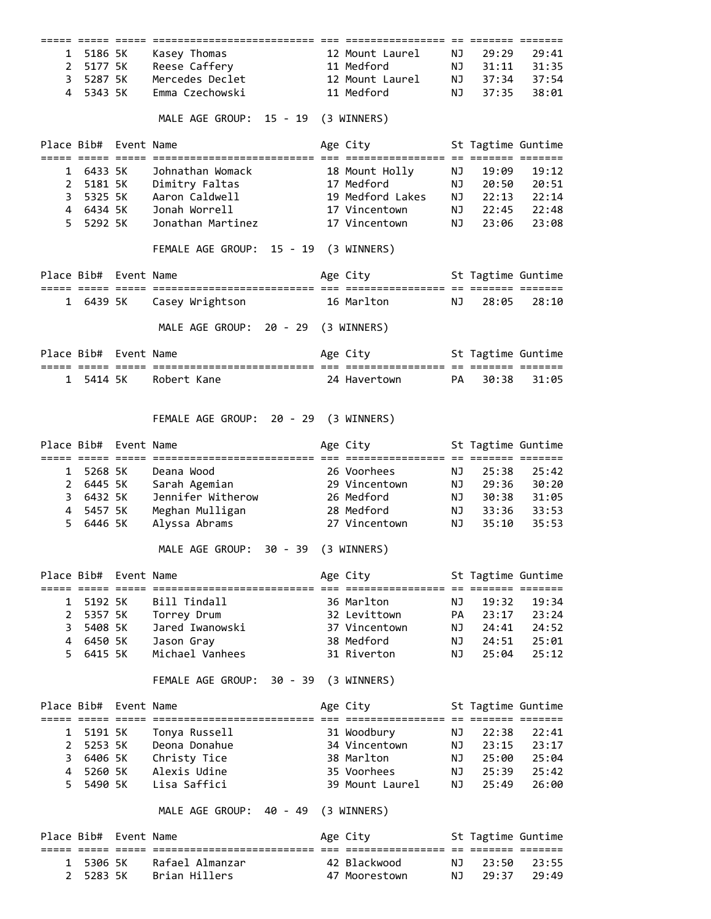| Place | Bib# | Event | Name | Age | City | St | Tagtime | Guntime |
|---|---|---|---|---|---|---|---|---|
| 1 | 5186 | 5K | Kasey Thomas | 12 | Mount Laurel | NJ | 29:29 | 29:41 |
| 2 | 5177 | 5K | Reese Caffery | 11 | Medford | NJ | 31:11 | 31:35 |
| 3 | 5287 | 5K | Mercedes Declet | 12 | Mount Laurel | NJ | 37:34 | 37:54 |
| 4 | 5343 | 5K | Emma Czechowski | 11 | Medford | NJ | 37:35 | 38:01 |

MALE AGE GROUP: 15 - 19 (3 WINNERS)

| Place | Bib# | Event | Name | Age | City | St | Tagtime | Guntime |
|---|---|---|---|---|---|---|---|---|
| 1 | 6433 | 5K | Johnathan Womack | 18 | Mount Holly | NJ | 19:09 | 19:12 |
| 2 | 5181 | 5K | Dimitry Faltas | 17 | Medford | NJ | 20:50 | 20:51 |
| 3 | 5325 | 5K | Aaron Caldwell | 19 | Medford Lakes | NJ | 22:13 | 22:14 |
| 4 | 6434 | 5K | Jonah Worrell | 17 | Vincentown | NJ | 22:45 | 22:48 |
| 5 | 5292 | 5K | Jonathan Martinez | 17 | Vincentown | NJ | 23:06 | 23:08 |

FEMALE AGE GROUP: 15 - 19 (3 WINNERS)

| Place | Bib# | Event | Name | Age | City | St | Tagtime | Guntime |
|---|---|---|---|---|---|---|---|---|
| 1 | 6439 | 5K | Casey Wrightson | 16 | Marlton | NJ | 28:05 | 28:10 |

MALE AGE GROUP: 20 - 29 (3 WINNERS)

| Place | Bib# | Event | Name | Age | City | St | Tagtime | Guntime |
|---|---|---|---|---|---|---|---|---|
| 1 | 5414 | 5K | Robert Kane | 24 | Havertown | PA | 30:38 | 31:05 |

FEMALE AGE GROUP: 20 - 29 (3 WINNERS)

| Place | Bib# | Event | Name | Age | City | St | Tagtime | Guntime |
|---|---|---|---|---|---|---|---|---|
| 1 | 5268 | 5K | Deana Wood | 26 | Voorhees | NJ | 25:38 | 25:42 |
| 2 | 6445 | 5K | Sarah Agemian | 29 | Vincentown | NJ | 29:36 | 30:20 |
| 3 | 6432 | 5K | Jennifer Witherow | 26 | Medford | NJ | 30:38 | 31:05 |
| 4 | 5457 | 5K | Meghan Mulligan | 28 | Medford | NJ | 33:36 | 33:53 |
| 5 | 6446 | 5K | Alyssa Abrams | 27 | Vincentown | NJ | 35:10 | 35:53 |

MALE AGE GROUP: 30 - 39 (3 WINNERS)

| Place | Bib# | Event | Name | Age | City | St | Tagtime | Guntime |
|---|---|---|---|---|---|---|---|---|
| 1 | 5192 | 5K | Bill Tindall | 36 | Marlton | NJ | 19:32 | 19:34 |
| 2 | 5357 | 5K | Torrey Drum | 32 | Levittown | PA | 23:17 | 23:24 |
| 3 | 5408 | 5K | Jared Iwanowski | 37 | Vincentown | NJ | 24:41 | 24:52 |
| 4 | 6450 | 5K | Jason Gray | 38 | Medford | NJ | 24:51 | 25:01 |
| 5 | 6415 | 5K | Michael Vanhees | 31 | Riverton | NJ | 25:04 | 25:12 |

FEMALE AGE GROUP: 30 - 39 (3 WINNERS)

| Place | Bib# | Event | Name | Age | City | St | Tagtime | Guntime |
|---|---|---|---|---|---|---|---|---|
| 1 | 5191 | 5K | Tonya Russell | 31 | Woodbury | NJ | 22:38 | 22:41 |
| 2 | 5253 | 5K | Deona Donahue | 34 | Vincentown | NJ | 23:15 | 23:17 |
| 3 | 6406 | 5K | Christy Tice | 38 | Marlton | NJ | 25:00 | 25:04 |
| 4 | 5260 | 5K | Alexis Udine | 35 | Voorhees | NJ | 25:39 | 25:42 |
| 5 | 5490 | 5K | Lisa Saffici | 39 | Mount Laurel | NJ | 25:49 | 26:00 |

MALE AGE GROUP: 40 - 49 (3 WINNERS)

| Place | Bib# | Event | Name | Age | City | St | Tagtime | Guntime |
|---|---|---|---|---|---|---|---|---|
| 1 | 5306 | 5K | Rafael Almanzar | 42 | Blackwood | NJ | 23:50 | 23:55 |
| 2 | 5283 | 5K | Brian Hillers | 47 | Moorestown | NJ | 29:37 | 29:49 |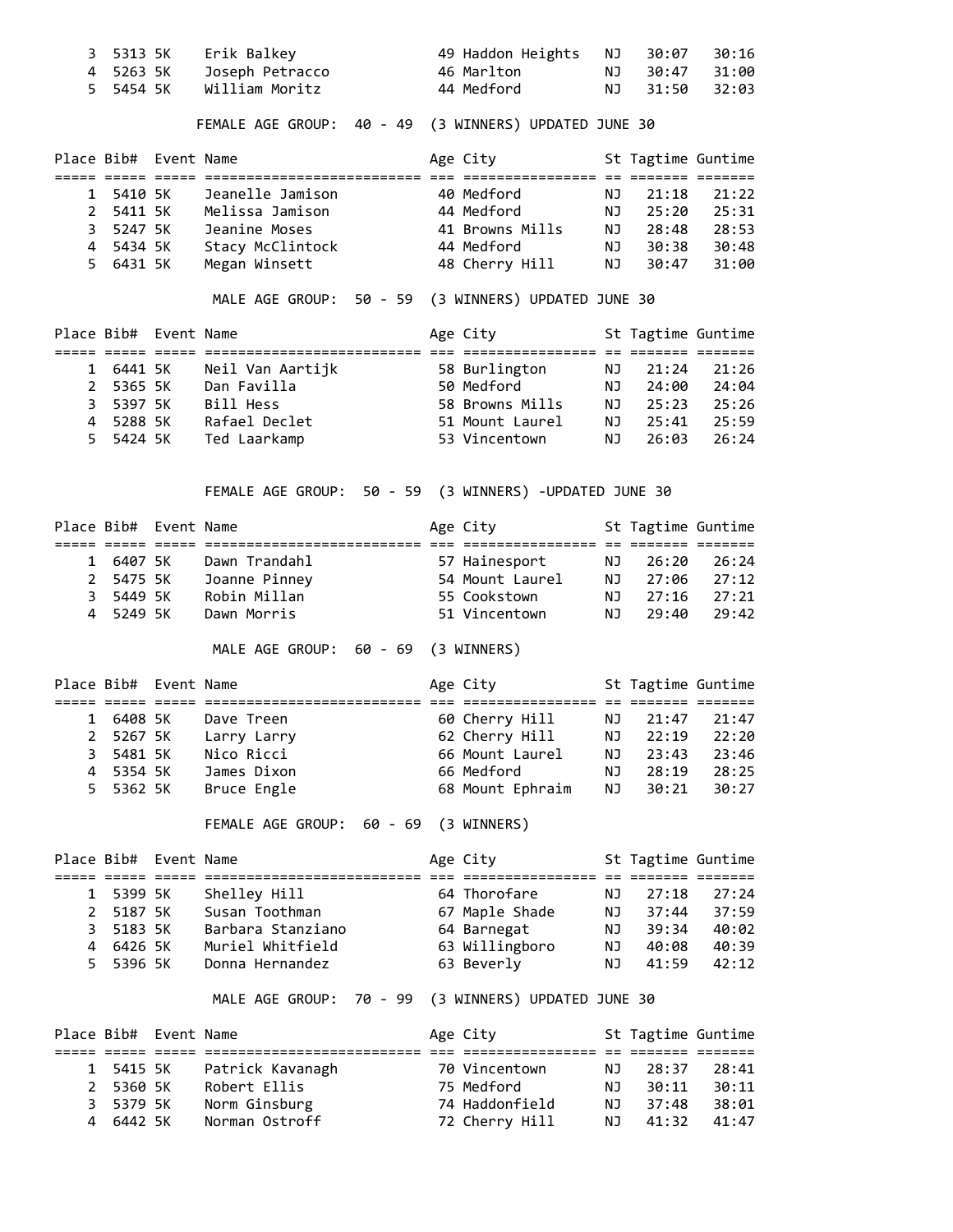| Place | Bib# | Event | Name | Age | City | St | Tagtime | Guntime |
|---|---|---|---|---|---|---|---|---|
| 3 | 5313 | 5K | Erik Balkey | 49 | Haddon Heights | NJ | 30:07 | 30:16 |
| 4 | 5263 | 5K | Joseph Petracco | 46 | Marlton | NJ | 30:47 | 31:00 |
| 5 | 5454 | 5K | William Moritz | 44 | Medford | NJ | 31:50 | 32:03 |

FEMALE AGE GROUP: 40 - 49 (3 WINNERS) UPDATED JUNE 30

| Place | Bib# | Event | Name | Age | City | St | Tagtime | Guntime |
|---|---|---|---|---|---|---|---|---|
| 1 | 5410 | 5K | Jeanelle Jamison | 40 | Medford | NJ | 21:18 | 21:22 |
| 2 | 5411 | 5K | Melissa Jamison | 44 | Medford | NJ | 25:20 | 25:31 |
| 3 | 5247 | 5K | Jeanine Moses | 41 | Browns Mills | NJ | 28:48 | 28:53 |
| 4 | 5434 | 5K | Stacy McClintock | 44 | Medford | NJ | 30:38 | 30:48 |
| 5 | 6431 | 5K | Megan Winsett | 48 | Cherry Hill | NJ | 30:47 | 31:00 |

MALE AGE GROUP: 50 - 59 (3 WINNERS) UPDATED JUNE 30

| Place | Bib# | Event | Name | Age | City | St | Tagtime | Guntime |
|---|---|---|---|---|---|---|---|---|
| 1 | 6441 | 5K | Neil Van Aartijk | 58 | Burlington | NJ | 21:24 | 21:26 |
| 2 | 5365 | 5K | Dan Favilla | 50 | Medford | NJ | 24:00 | 24:04 |
| 3 | 5397 | 5K | Bill Hess | 58 | Browns Mills | NJ | 25:23 | 25:26 |
| 4 | 5288 | 5K | Rafael Declet | 51 | Mount Laurel | NJ | 25:41 | 25:59 |
| 5 | 5424 | 5K | Ted Laarkamp | 53 | Vincentown | NJ | 26:03 | 26:24 |

FEMALE AGE GROUP: 50 - 59 (3 WINNERS) -UPDATED JUNE 30

| Place | Bib# | Event | Name | Age | City | St | Tagtime | Guntime |
|---|---|---|---|---|---|---|---|---|
| 1 | 6407 | 5K | Dawn Trandahl | 57 | Hainesport | NJ | 26:20 | 26:24 |
| 2 | 5475 | 5K | Joanne Pinney | 54 | Mount Laurel | NJ | 27:06 | 27:12 |
| 3 | 5449 | 5K | Robin Millan | 55 | Cookstown | NJ | 27:16 | 27:21 |
| 4 | 5249 | 5K | Dawn Morris | 51 | Vincentown | NJ | 29:40 | 29:42 |

MALE AGE GROUP: 60 - 69 (3 WINNERS)

| Place | Bib# | Event | Name | Age | City | St | Tagtime | Guntime |
|---|---|---|---|---|---|---|---|---|
| 1 | 6408 | 5K | Dave Treen | 60 | Cherry Hill | NJ | 21:47 | 21:47 |
| 2 | 5267 | 5K | Larry Larry | 62 | Cherry Hill | NJ | 22:19 | 22:20 |
| 3 | 5481 | 5K | Nico Ricci | 66 | Mount Laurel | NJ | 23:43 | 23:46 |
| 4 | 5354 | 5K | James Dixon | 66 | Medford | NJ | 28:19 | 28:25 |
| 5 | 5362 | 5K | Bruce Engle | 68 | Mount Ephraim | NJ | 30:21 | 30:27 |

FEMALE AGE GROUP: 60 - 69 (3 WINNERS)

| Place | Bib# | Event | Name | Age | City | St | Tagtime | Guntime |
|---|---|---|---|---|---|---|---|---|
| 1 | 5399 | 5K | Shelley Hill | 64 | Thorofare | NJ | 27:18 | 27:24 |
| 2 | 5187 | 5K | Susan Toothman | 67 | Maple Shade | NJ | 37:44 | 37:59 |
| 3 | 5183 | 5K | Barbara Stanziano | 64 | Barnegat | NJ | 39:34 | 40:02 |
| 4 | 6426 | 5K | Muriel Whitfield | 63 | Willingboro | NJ | 40:08 | 40:39 |
| 5 | 5396 | 5K | Donna Hernandez | 63 | Beverly | NJ | 41:59 | 42:12 |

MALE AGE GROUP: 70 - 99 (3 WINNERS) UPDATED JUNE 30

| Place | Bib# | Event | Name | Age | City | St | Tagtime | Guntime |
|---|---|---|---|---|---|---|---|---|
| 1 | 5415 | 5K | Patrick Kavanagh | 70 | Vincentown | NJ | 28:37 | 28:41 |
| 2 | 5360 | 5K | Robert Ellis | 75 | Medford | NJ | 30:11 | 30:11 |
| 3 | 5379 | 5K | Norm Ginsburg | 74 | Haddonfield | NJ | 37:48 | 38:01 |
| 4 | 6442 | 5K | Norman Ostroff | 72 | Cherry Hill | NJ | 41:32 | 41:47 |